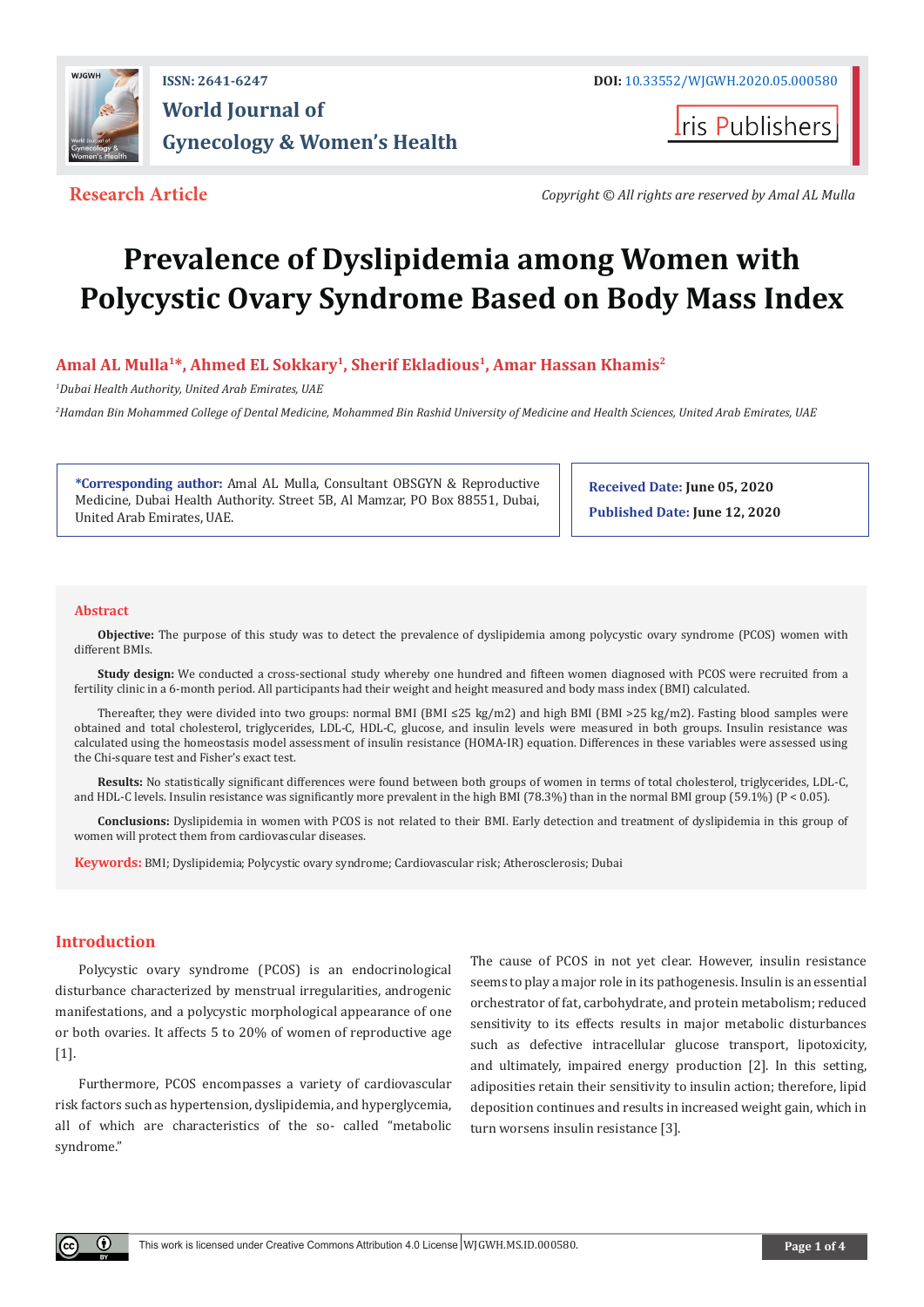ISSN: 2641-6247

# World Journal of Gynecology & Women's Health

DOI: 10.33552/WJGWH.2020.05.000580

Iris Publishers

**Research Article**

*Copyright © All rights are reserved by Amal AL Mulla*

# Prevalence of Dyslipidemia among Women with Polycystic Ovary Syndrome Based on Body Mass Index

**Amal AL Mulla[1]*, Ahmed EL Sokkary[1], Sherif Ekladious[1], Amar Hassan Khamis[2]**

*[1]Dubai Health Authority, United Arab Emirates, UAE*

*[2]Hamdan Bin Mohammed College of Dental Medicine, Mohammed Bin Rashid University of Medicine and Health Sciences, United Arab Emirates, UAE*

**\*Corresponding author:** Amal AL Mulla, Consultant OBSGYN & Reproductive Medicine, Dubai Health Authority. Street 5B, Al Mamzar, PO Box 88551, Dubai, United Arab Emirates, UAE.

**Received Date: June 05, 2020**

**Published Date: June 12, 2020**

## Abstract

**Objective:** The purpose of this study was to detect the prevalence of dyslipidemia among polycystic ovary syndrome (PCOS) women with different BMIs.

**Study design:** We conducted a cross-sectional study whereby one hundred and fifteen women diagnosed with PCOS were recruited from a fertility clinic in a 6-month period. All participants had their weight and height measured and body mass index (BMI) calculated.

Thereafter, they were divided into two groups: normal BMI (BMI ≤25 kg/m2) and high BMI (BMI >25 kg/m2). Fasting blood samples were obtained and total cholesterol, triglycerides, LDL-C, HDL-C, glucose, and insulin levels were measured in both groups. Insulin resistance was calculated using the homeostasis model assessment of insulin resistance (HOMA-IR) equation. Differences in these variables were assessed using the Chi-square test and Fisher's exact test.

**Results:** No statistically significant differences were found between both groups of women in terms of total cholesterol, triglycerides, LDL-C, and HDL-C levels. Insulin resistance was significantly more prevalent in the high BMI (78.3%) than in the normal BMI group (59.1%) ($P < 0.05$).

**Conclusions:** Dyslipidemia in women with PCOS is not related to their BMI. Early detection and treatment of dyslipidemia in this group of women will protect them from cardiovascular diseases.

**Keywords:** BMI; Dyslipidemia; Polycystic ovary syndrome; Cardiovascular risk; Atherosclerosis; Dubai

## Introduction

Polycystic ovary syndrome (PCOS) is an endocrinological disturbance characterized by menstrual irregularities, androgenic manifestations, and a polycystic morphological appearance of one or both ovaries. It affects 5 to 20% of women of reproductive age [1].

Furthermore, PCOS encompasses a variety of cardiovascular risk factors such as hypertension, dyslipidemia, and hyperglycemia, all of which are characteristics of the so- called "metabolic syndrome."

The cause of PCOS in not yet clear. However, insulin resistance seems to play a major role in its pathogenesis. Insulin is an essential orchestrator of fat, carbohydrate, and protein metabolism; reduced sensitivity to its effects results in major metabolic disturbances such as defective intracellular glucose transport, lipotoxicity, and ultimately, impaired energy production [2]. In this setting, adiposities retain their sensitivity to insulin action; therefore, lipid deposition continues and results in increased weight gain, which in turn worsens insulin resistance [3].

This work is licensed under Creative Commons Attribution 4.0 License WJGWH.MS.ID.000580.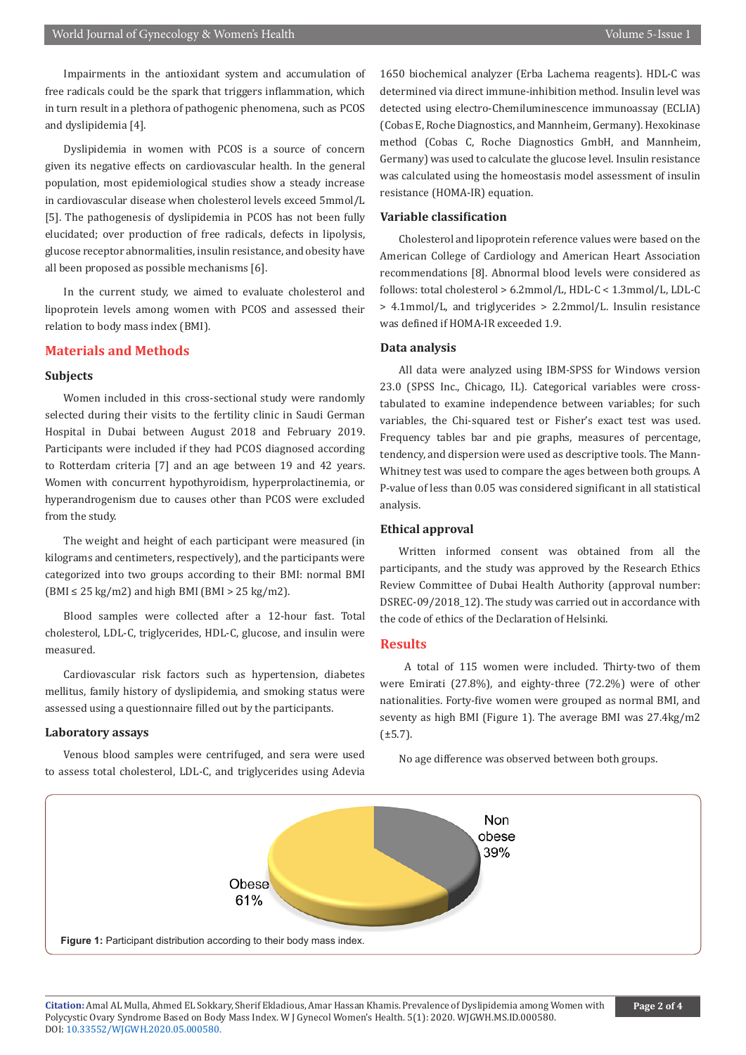Impairments in the antioxidant system and accumulation of free radicals could be the spark that triggers inflammation, which in turn result in a plethora of pathogenic phenomena, such as PCOS and dyslipidemia [4].

Dyslipidemia in women with PCOS is a source of concern given its negative effects on cardiovascular health. In the general population, most epidemiological studies show a steady increase in cardiovascular disease when cholesterol levels exceed 5mmol/L [5]. The pathogenesis of dyslipidemia in PCOS has not been fully elucidated; over production of free radicals, defects in lipolysis, glucose receptor abnormalities, insulin resistance, and obesity have all been proposed as possible mechanisms [6].

In the current study, we aimed to evaluate cholesterol and lipoprotein levels among women with PCOS and assessed their relation to body mass index (BMI).

## Materials and Methods

### Subjects

Women included in this cross-sectional study were randomly selected during their visits to the fertility clinic in Saudi German Hospital in Dubai between August 2018 and February 2019. Participants were included if they had PCOS diagnosed according to Rotterdam criteria [7] and an age between 19 and 42 years. Women with concurrent hypothyroidism, hyperprolactinemia, or hyperandrogenism due to causes other than PCOS were excluded from the study.

The weight and height of each participant were measured (in kilograms and centimeters, respectively), and the participants were categorized into two groups according to their BMI: normal BMI (BMI ≤ 25 kg/m2) and high BMI (BMI > 25 kg/m2).

Blood samples were collected after a 12-hour fast. Total cholesterol, LDL-C, triglycerides, HDL-C, glucose, and insulin were measured.

Cardiovascular risk factors such as hypertension, diabetes mellitus, family history of dyslipidemia, and smoking status were assessed using a questionnaire filled out by the participants.

### Laboratory assays

Venous blood samples were centrifuged, and sera were used to assess total cholesterol, LDL-C, and triglycerides using Adevia 1650 biochemical analyzer (Erba Lachema reagents). HDL-C was determined via direct immune-inhibition method. Insulin level was detected using electro-Chemiluminescence immunoassay (ECLIA) (Cobas E, Roche Diagnostics, and Mannheim, Germany). Hexokinase method (Cobas C, Roche Diagnostics GmbH, and Mannheim, Germany) was used to calculate the glucose level. Insulin resistance was calculated using the homeostasis model assessment of insulin resistance (HOMA-IR) equation.

### Variable classification

Cholesterol and lipoprotein reference values were based on the American College of Cardiology and American Heart Association recommendations [8]. Abnormal blood levels were considered as follows: total cholesterol > 6.2mmol/L, HDL-C < 1.3mmol/L, LDL-C > 4.1mmol/L, and triglycerides > 2.2mmol/L. Insulin resistance was defined if HOMA-IR exceeded 1.9.

### Data analysis

All data were analyzed using IBM-SPSS for Windows version 23.0 (SPSS Inc., Chicago, IL). Categorical variables were cross-tabulated to examine independence between variables; for such variables, the Chi-squared test or Fisher's exact test was used. Frequency tables bar and pie graphs, measures of percentage, tendency, and dispersion were used as descriptive tools. The Mann-Whitney test was used to compare the ages between both groups. A P-value of less than 0.05 was considered significant in all statistical analysis.

### Ethical approval

Written informed consent was obtained from all the participants, and the study was approved by the Research Ethics Review Committee of Dubai Health Authority (approval number: DSREC-09/2018_12). The study was carried out in accordance with the code of ethics of the Declaration of Helsinki.

## Results

A total of 115 women were included. Thirty-two of them were Emirati (27.8%), and eighty-three (72.2%) were of other nationalities. Forty-five women were grouped as normal BMI, and seventy as high BMI (Figure 1). The average BMI was 27.4kg/m2 (±5.7).

No age difference was observed between both groups.

Non obese 39%

Obese 61%

**Figure 1:** Participant distribution according to their body mass index.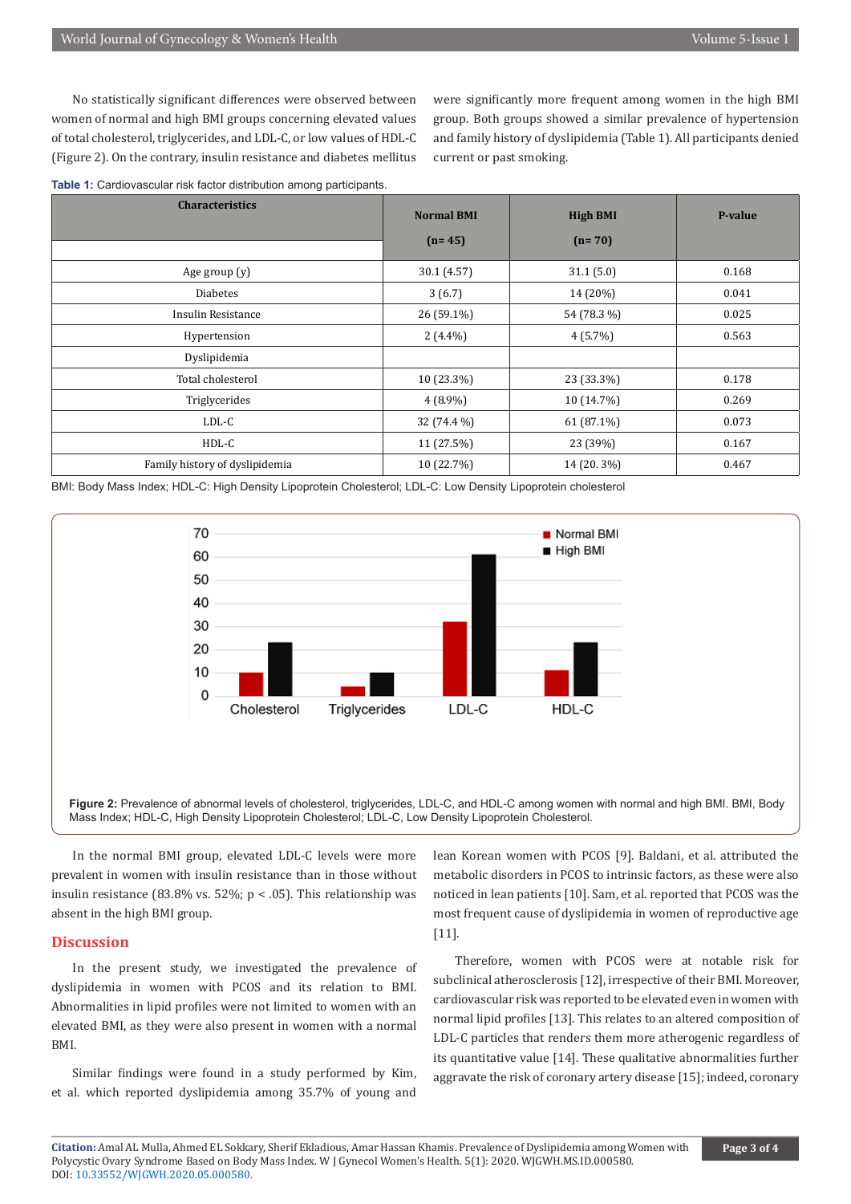No statistically significant differences were observed between women of normal and high BMI groups concerning elevated values of total cholesterol, triglycerides, and LDL-C, or low values of HDL-C (Figure 2). On the contrary, insulin resistance and diabetes mellitus were significantly more frequent among women in the high BMI group. Both groups showed a similar prevalence of hypertension and family history of dyslipidemia (Table 1). All participants denied current or past smoking.

**Table 1:** Cardiovascular risk factor distribution among participants.

| Characteristics | Normal BMI (n= 45) | High BMI (n= 70) | P-value |
|---|---|---|---|
| Age group (y) | 30.1 (4.57) | 31.1 (5.0) | 0.168 |
| Diabetes | 3 (6.7) | 14 (20%) | 0.041 |
| Insulin Resistance | 26 (59.1%) | 54 (78.3 %) | 0.025 |
| Hypertension | 2 (4.4%) | 4 (5.7%) | 0.563 |
| Dyslipidemia | | | |
| Total cholesterol | 10 (23.3%) | 23 (33.3%) | 0.178 |
| Triglycerides | 4 (8.9%) | 10 (14.7%) | 0.269 |
| LDL-C | 32 (74.4 %) | 61 (87.1%) | 0.073 |
| HDL-C | 11 (27.5%) | 23 (39%) | 0.167 |
| Family history of dyslipidemia | 10 (22.7%) | 14 (20. 3%) | 0.467 |

BMI: Body Mass Index; HDL-C: High Density Lipoprotein Cholesterol; LDL-C: Low Density Lipoprotein cholesterol

**Figure 2:** Prevalence of abnormal levels of cholesterol, triglycerides, LDL-C, and HDL-C among women with normal and high BMI. BMI, Body Mass Index; HDL-C, High Density Lipoprotein Cholesterol; LDL-C, Low Density Lipoprotein Cholesterol.

In the normal BMI group, elevated LDL-C levels were more prevalent in women with insulin resistance than in those without insulin resistance (83.8% vs. 52%; $p < .05$). This relationship was absent in the high BMI group.

## Discussion

In the present study, we investigated the prevalence of dyslipidemia in women with PCOS and its relation to BMI. Abnormalities in lipid profiles were not limited to women with an elevated BMI, as they were also present in women with a normal BMI.

Similar findings were found in a study performed by Kim, et al. which reported dyslipidemia among 35.7% of young and lean Korean women with PCOS [9]. Baldani, et al. attributed the metabolic disorders in PCOS to intrinsic factors, as these were also noticed in lean patients [10]. Sam, et al. reported that PCOS was the most frequent cause of dyslipidemia in women of reproductive age [11].

Therefore, women with PCOS were at notable risk for subclinical atherosclerosis [12], irrespective of their BMI. Moreover, cardiovascular risk was reported to be elevated even in women with normal lipid profiles [13]. This relates to an altered composition of LDL-C particles that renders them more atherogenic regardless of its quantitative value [14]. These qualitative abnormalities further aggravate the risk of coronary artery disease [15]; indeed, coronary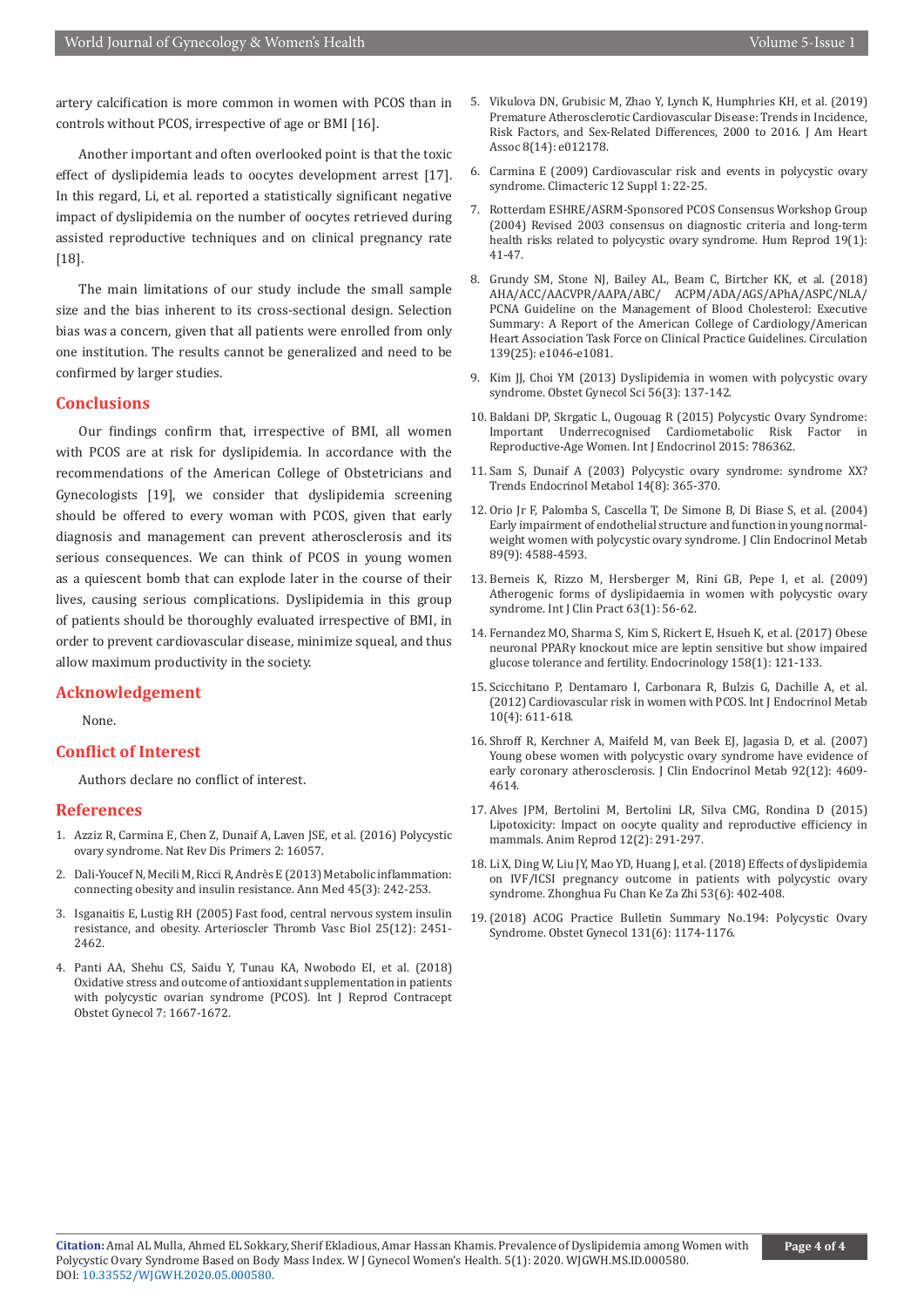artery calcification is more common in women with PCOS than in controls without PCOS, irrespective of age or BMI [16].

Another important and often overlooked point is that the toxic effect of dyslipidemia leads to oocytes development arrest [17]. In this regard, Li, et al. reported a statistically significant negative impact of dyslipidemia on the number of oocytes retrieved during assisted reproductive techniques and on clinical pregnancy rate [18].

The main limitations of our study include the small sample size and the bias inherent to its cross-sectional design. Selection bias was a concern, given that all patients were enrolled from only one institution. The results cannot be generalized and need to be confirmed by larger studies.

## Conclusions

Our findings confirm that, irrespective of BMI, all women with PCOS are at risk for dyslipidemia. In accordance with the recommendations of the American College of Obstetricians and Gynecologists [19], we consider that dyslipidemia screening should be offered to every woman with PCOS, given that early diagnosis and management can prevent atherosclerosis and its serious consequences. We can think of PCOS in young women as a quiescent bomb that can explode later in the course of their lives, causing serious complications. Dyslipidemia in this group of patients should be thoroughly evaluated irrespective of BMI, in order to prevent cardiovascular disease, minimize squeal, and thus allow maximum productivity in the society.

## Acknowledgement

None.

## Conflict of Interest

Authors declare no conflict of interest.

## References

1. Azziz R, Carmina E, Chen Z, Dunaif A, Laven JSE, et al. (2016) Polycystic ovary syndrome. Nat Rev Dis Primers 2: 16057.
2. Dali-Youcef N, Mecili M, Ricci R, Andrès E (2013) Metabolic inflammation: connecting obesity and insulin resistance. Ann Med 45(3): 242-253.
3. Isganaitis E, Lustig RH (2005) Fast food, central nervous system insulin resistance, and obesity. Arterioscler Thromb Vasc Biol 25(12): 2451-2462.
4. Panti AA, Shehu CS, Saidu Y, Tunau KA, Nwobodo EI, et al. (2018) Oxidative stress and outcome of antioxidant supplementation in patients with polycystic ovarian syndrome (PCOS). Int J Reprod Contracept Obstet Gynecol 7: 1667-1672.
5. Vikulova DN, Grubisic M, Zhao Y, Lynch K, Humphries KH, et al. (2019) Premature Atherosclerotic Cardiovascular Disease: Trends in Incidence, Risk Factors, and Sex-Related Differences, 2000 to 2016. J Am Heart Assoc 8(14): e012178.
6. Carmina E (2009) Cardiovascular risk and events in polycystic ovary syndrome. Climacteric 12 Suppl 1: 22-25.
7. Rotterdam ESHRE/ASRM-Sponsored PCOS Consensus Workshop Group (2004) Revised 2003 consensus on diagnostic criteria and long-term health risks related to polycystic ovary syndrome. Hum Reprod 19(1): 41-47.
8. Grundy SM, Stone NJ, Bailey AL, Beam C, Birtcher KK, et al. (2018) AHA/ACC/AACVPR/AAPA/ABC/ ACPM/ADA/AGS/APhA/ASPC/NLA/ PCNA Guideline on the Management of Blood Cholesterol: Executive Summary: A Report of the American College of Cardiology/American Heart Association Task Force on Clinical Practice Guidelines. Circulation 139(25): e1046-e1081.
9. Kim JJ, Choi YM (2013) Dyslipidemia in women with polycystic ovary syndrome. Obstet Gynecol Sci 56(3): 137-142.
10. Baldani DP, Skrgatic L, Ougouag R (2015) Polycystic Ovary Syndrome: Important Underrecognised Cardiometabolic Risk Factor in Reproductive-Age Women. Int J Endocrinol 2015: 786362.
11. Sam S, Dunaif A (2003) Polycystic ovary syndrome: syndrome XX? Trends Endocrinol Metabol 14(8): 365-370.
12. Orio Jr F, Palomba S, Cascella T, De Simone B, Di Biase S, et al. (2004) Early impairment of endothelial structure and function in young normal-weight women with polycystic ovary syndrome. J Clin Endocrinol Metab 89(9): 4588-4593.
13. Berneis K, Rizzo M, Hersberger M, Rini GB, Pepe I, et al. (2009) Atherogenic forms of dyslipidaemia in women with polycystic ovary syndrome. Int J Clin Pract 63(1): 56-62.
14. Fernandez MO, Sharma S, Kim S, Rickert E, Hsueh K, et al. (2017) Obese neuronal PPARγ knockout mice are leptin sensitive but show impaired glucose tolerance and fertility. Endocrinology 158(1): 121-133.
15. Scicchitano P, Dentamaro I, Carbonara R, Bulzis G, Dachille A, et al. (2012) Cardiovascular risk in women with PCOS. Int J Endocrinol Metab 10(4): 611-618.
16. Shroff R, Kerchner A, Maifeld M, van Beek EJ, Jagasia D, et al. (2007) Young obese women with polycystic ovary syndrome have evidence of early coronary atherosclerosis. J Clin Endocrinol Metab 92(12): 4609-4614.
17. Alves JPM, Bertolini M, Bertolini LR, Silva CMG, Rondina D (2015) Lipotoxicity: Impact on oocyte quality and reproductive efficiency in mammals. Anim Reprod 12(2): 291-297.
18. Li X, Ding W, Liu JY, Mao YD, Huang J, et al. (2018) Effects of dyslipidemia on IVF/ICSI pregnancy outcome in patients with polycystic ovary syndrome. Zhonghua Fu Chan Ke Za Zhi 53(6): 402-408.
19. (2018) ACOG Practice Bulletin Summary No.194: Polycystic Ovary Syndrome. Obstet Gynecol 131(6): 1174-1176.